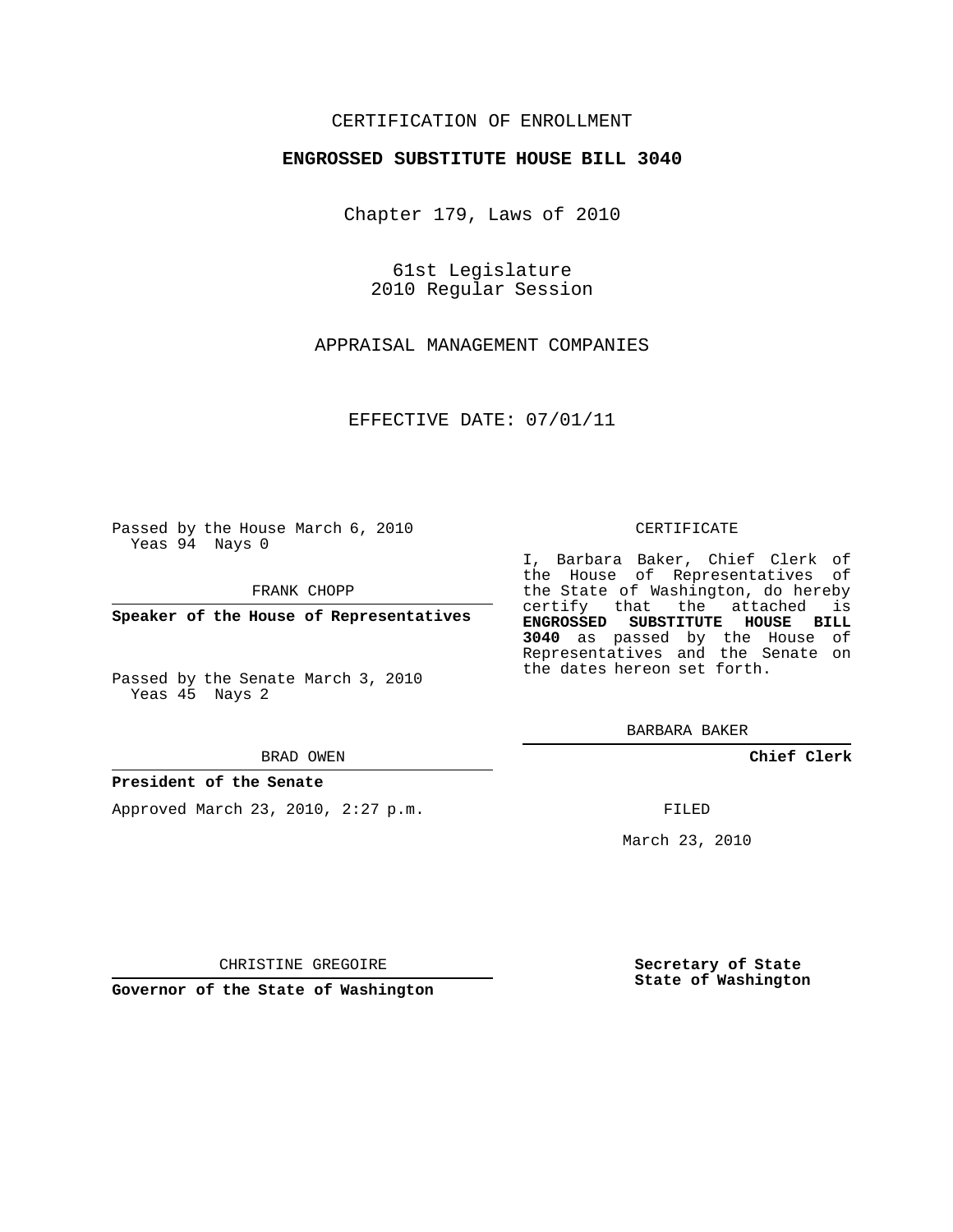CERTIFICATION OF ENROLLMENT

**ENGROSSED SUBSTITUTE HOUSE BILL 3040**

Chapter 179, Laws of 2010

61st Legislature
2010 Regular Session

APPRAISAL MANAGEMENT COMPANIES

EFFECTIVE DATE: 07/01/11

Passed by the House March 6, 2010
Yeas 94 Nays 0

FRANK CHOPP

**Speaker of the House of Representatives**

Passed by the Senate March 3, 2010
Yeas 45 Nays 2

BRAD OWEN

**President of the Senate**

Approved March 23, 2010, 2:27 p.m.

CHRISTINE GREGOIRE

**Governor of the State of Washington**

CERTIFICATE

I, Barbara Baker, Chief Clerk of the House of Representatives of the State of Washington, do hereby certify that the attached is **ENGROSSED SUBSTITUTE HOUSE BILL 3040** as passed by the House of Representatives and the Senate on the dates hereon set forth.

BARBARA BAKER

**Chief Clerk**

FILED

March 23, 2010

**Secretary of State**
**State of Washington**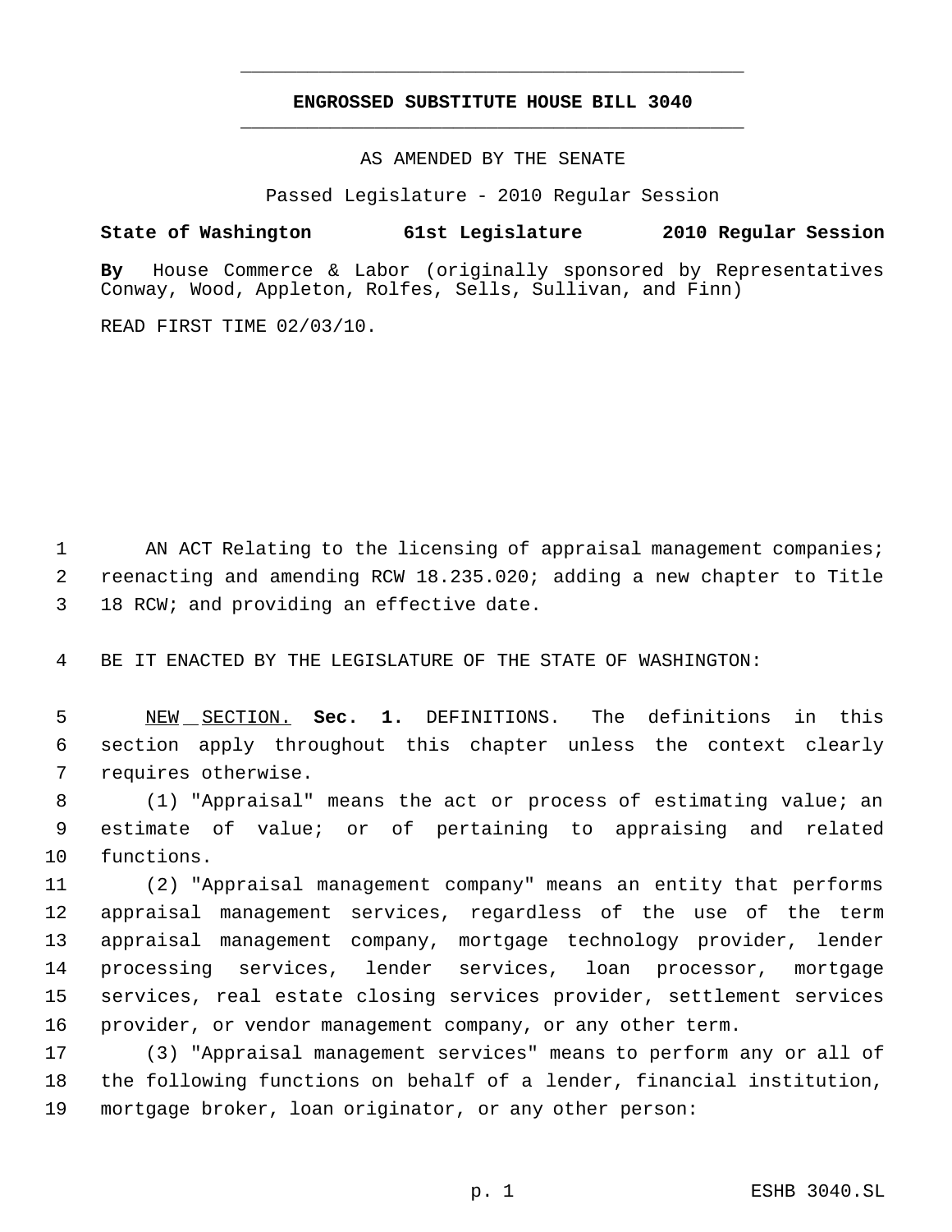# ENGROSSED SUBSTITUTE HOUSE BILL 3040

AS AMENDED BY THE SENATE

Passed Legislature - 2010 Regular Session

**State of Washington 61st Legislature 2010 Regular Session**

**By** House Commerce & Labor (originally sponsored by Representatives Conway, Wood, Appleton, Rolfes, Sells, Sullivan, and Finn)

READ FIRST TIME 02/03/10.

AN ACT Relating to the licensing of appraisal management companies; reenacting and amending RCW 18.235.020; adding a new chapter to Title 18 RCW; and providing an effective date.

BE IT ENACTED BY THE LEGISLATURE OF THE STATE OF WASHINGTON:

NEW SECTION. **Sec. 1.** DEFINITIONS. The definitions in this section apply throughout this chapter unless the context clearly requires otherwise.

(1) "Appraisal" means the act or process of estimating value; an estimate of value; or of pertaining to appraising and related functions.

(2) "Appraisal management company" means an entity that performs appraisal management services, regardless of the use of the term appraisal management company, mortgage technology provider, lender processing services, lender services, loan processor, mortgage services, real estate closing services provider, settlement services provider, or vendor management company, or any other term.

(3) "Appraisal management services" means to perform any or all of the following functions on behalf of a lender, financial institution, mortgage broker, loan originator, or any other person: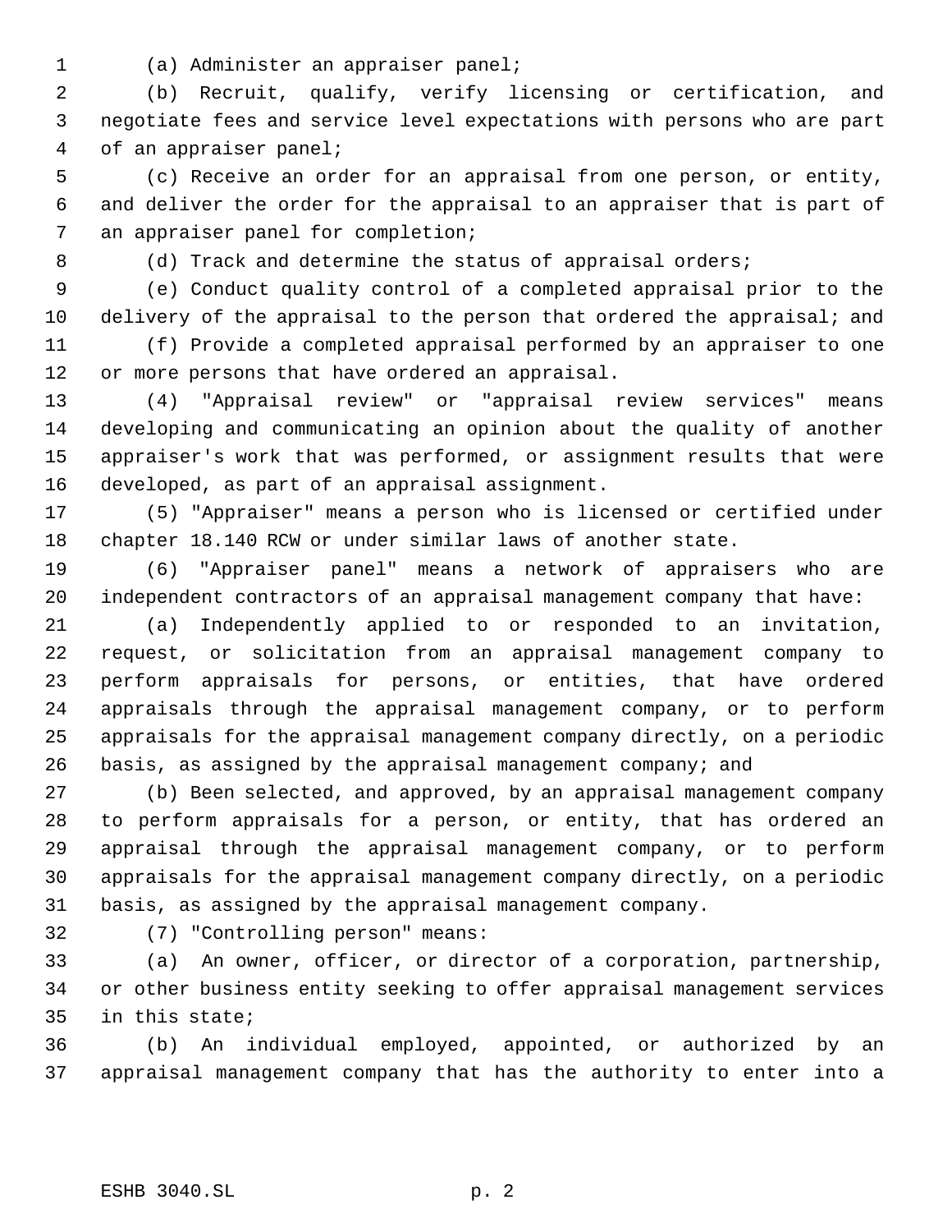(a) Administer an appraiser panel;

(b) Recruit, qualify, verify licensing or certification, and negotiate fees and service level expectations with persons who are part of an appraiser panel;

(c) Receive an order for an appraisal from one person, or entity, and deliver the order for the appraisal to an appraiser that is part of an appraiser panel for completion;

(d) Track and determine the status of appraisal orders;

(e) Conduct quality control of a completed appraisal prior to the delivery of the appraisal to the person that ordered the appraisal; and

(f) Provide a completed appraisal performed by an appraiser to one or more persons that have ordered an appraisal.

(4) "Appraisal review" or "appraisal review services" means developing and communicating an opinion about the quality of another appraiser's work that was performed, or assignment results that were developed, as part of an appraisal assignment.

(5) "Appraiser" means a person who is licensed or certified under chapter 18.140 RCW or under similar laws of another state.

(6) "Appraiser panel" means a network of appraisers who are independent contractors of an appraisal management company that have:

(a) Independently applied to or responded to an invitation, request, or solicitation from an appraisal management company to perform appraisals for persons, or entities, that have ordered appraisals through the appraisal management company, or to perform appraisals for the appraisal management company directly, on a periodic basis, as assigned by the appraisal management company; and

(b) Been selected, and approved, by an appraisal management company to perform appraisals for a person, or entity, that has ordered an appraisal through the appraisal management company, or to perform appraisals for the appraisal management company directly, on a periodic basis, as assigned by the appraisal management company.

(7) "Controlling person" means:

(a) An owner, officer, or director of a corporation, partnership, or other business entity seeking to offer appraisal management services in this state;

(b) An individual employed, appointed, or authorized by an appraisal management company that has the authority to enter into a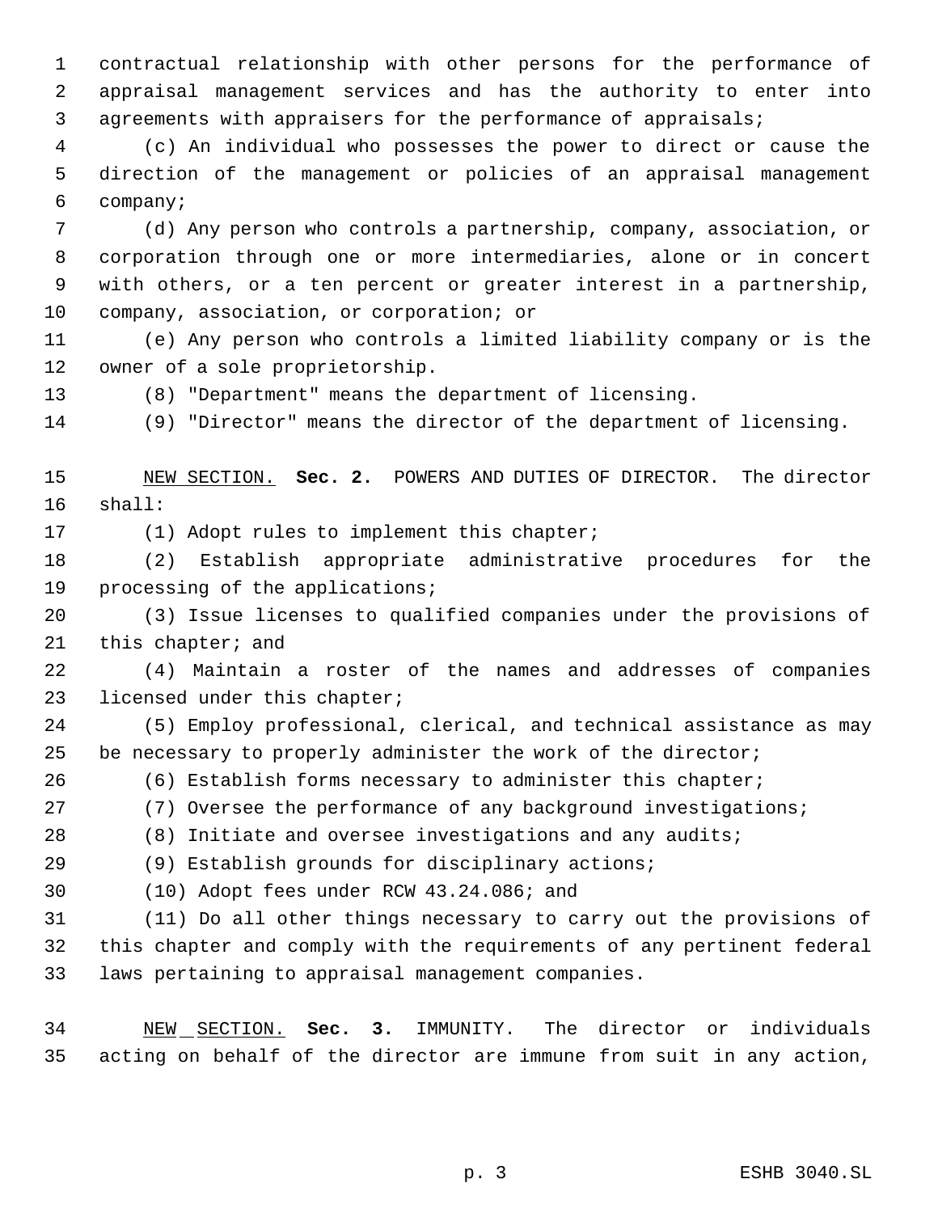contractual relationship with other persons for the performance of appraisal management services and has the authority to enter into agreements with appraisers for the performance of appraisals;

(c) An individual who possesses the power to direct or cause the direction of the management or policies of an appraisal management company;

(d) Any person who controls a partnership, company, association, or corporation through one or more intermediaries, alone or in concert with others, or a ten percent or greater interest in a partnership, company, association, or corporation; or

(e) Any person who controls a limited liability company or is the owner of a sole proprietorship.

(8) "Department" means the department of licensing.

(9) "Director" means the director of the department of licensing.

NEW SECTION. **Sec. 2.** POWERS AND DUTIES OF DIRECTOR. The director shall:

(1) Adopt rules to implement this chapter;

(2) Establish appropriate administrative procedures for the processing of the applications;

(3) Issue licenses to qualified companies under the provisions of this chapter; and

(4) Maintain a roster of the names and addresses of companies licensed under this chapter;

(5) Employ professional, clerical, and technical assistance as may be necessary to properly administer the work of the director;

(6) Establish forms necessary to administer this chapter;

(7) Oversee the performance of any background investigations;

(8) Initiate and oversee investigations and any audits;

(9) Establish grounds for disciplinary actions;

(10) Adopt fees under RCW 43.24.086; and

(11) Do all other things necessary to carry out the provisions of this chapter and comply with the requirements of any pertinent federal laws pertaining to appraisal management companies.

NEW SECTION. **Sec. 3.** IMMUNITY. The director or individuals acting on behalf of the director are immune from suit in any action,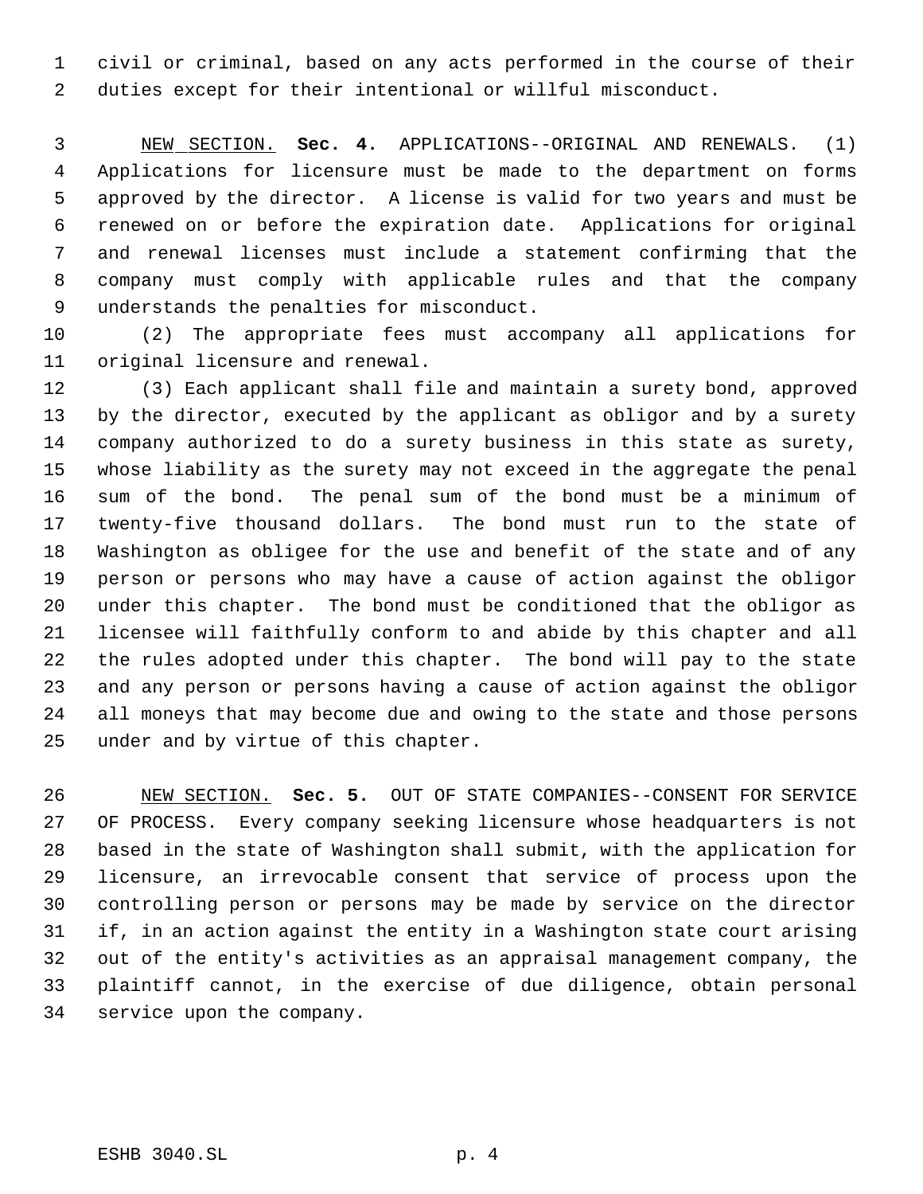civil or criminal, based on any acts performed in the course of their duties except for their intentional or willful misconduct.

NEW SECTION. **Sec. 4.** APPLICATIONS--ORIGINAL AND RENEWALS. (1) Applications for licensure must be made to the department on forms approved by the director. A license is valid for two years and must be renewed on or before the expiration date. Applications for original and renewal licenses must include a statement confirming that the company must comply with applicable rules and that the company understands the penalties for misconduct.

(2) The appropriate fees must accompany all applications for original licensure and renewal.

(3) Each applicant shall file and maintain a surety bond, approved by the director, executed by the applicant as obligor and by a surety company authorized to do a surety business in this state as surety, whose liability as the surety may not exceed in the aggregate the penal sum of the bond. The penal sum of the bond must be a minimum of twenty-five thousand dollars. The bond must run to the state of Washington as obligee for the use and benefit of the state and of any person or persons who may have a cause of action against the obligor under this chapter. The bond must be conditioned that the obligor as licensee will faithfully conform to and abide by this chapter and all the rules adopted under this chapter. The bond will pay to the state and any person or persons having a cause of action against the obligor all moneys that may become due and owing to the state and those persons under and by virtue of this chapter.

NEW SECTION. **Sec. 5.** OUT OF STATE COMPANIES--CONSENT FOR SERVICE OF PROCESS. Every company seeking licensure whose headquarters is not based in the state of Washington shall submit, with the application for licensure, an irrevocable consent that service of process upon the controlling person or persons may be made by service on the director if, in an action against the entity in a Washington state court arising out of the entity's activities as an appraisal management company, the plaintiff cannot, in the exercise of due diligence, obtain personal service upon the company.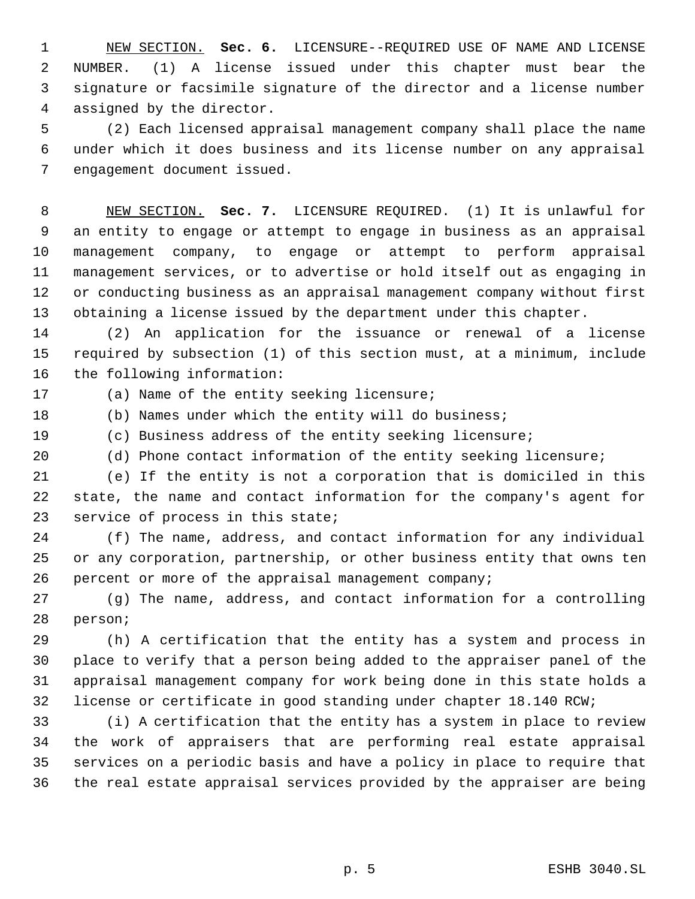NEW SECTION. **Sec. 6.** LICENSURE--REQUIRED USE OF NAME AND LICENSE NUMBER. (1) A license issued under this chapter must bear the signature or facsimile signature of the director and a license number assigned by the director.

(2) Each licensed appraisal management company shall place the name under which it does business and its license number on any appraisal engagement document issued.

NEW SECTION. **Sec. 7.** LICENSURE REQUIRED. (1) It is unlawful for an entity to engage or attempt to engage in business as an appraisal management company, to engage or attempt to perform appraisal management services, or to advertise or hold itself out as engaging in or conducting business as an appraisal management company without first obtaining a license issued by the department under this chapter.

(2) An application for the issuance or renewal of a license required by subsection (1) of this section must, at a minimum, include the following information:

(a) Name of the entity seeking licensure;

(b) Names under which the entity will do business;

(c) Business address of the entity seeking licensure;

(d) Phone contact information of the entity seeking licensure;

(e) If the entity is not a corporation that is domiciled in this state, the name and contact information for the company's agent for service of process in this state;

(f) The name, address, and contact information for any individual or any corporation, partnership, or other business entity that owns ten percent or more of the appraisal management company;

(g) The name, address, and contact information for a controlling person;

(h) A certification that the entity has a system and process in place to verify that a person being added to the appraiser panel of the appraisal management company for work being done in this state holds a license or certificate in good standing under chapter 18.140 RCW;

(i) A certification that the entity has a system in place to review the work of appraisers that are performing real estate appraisal services on a periodic basis and have a policy in place to require that the real estate appraisal services provided by the appraiser are being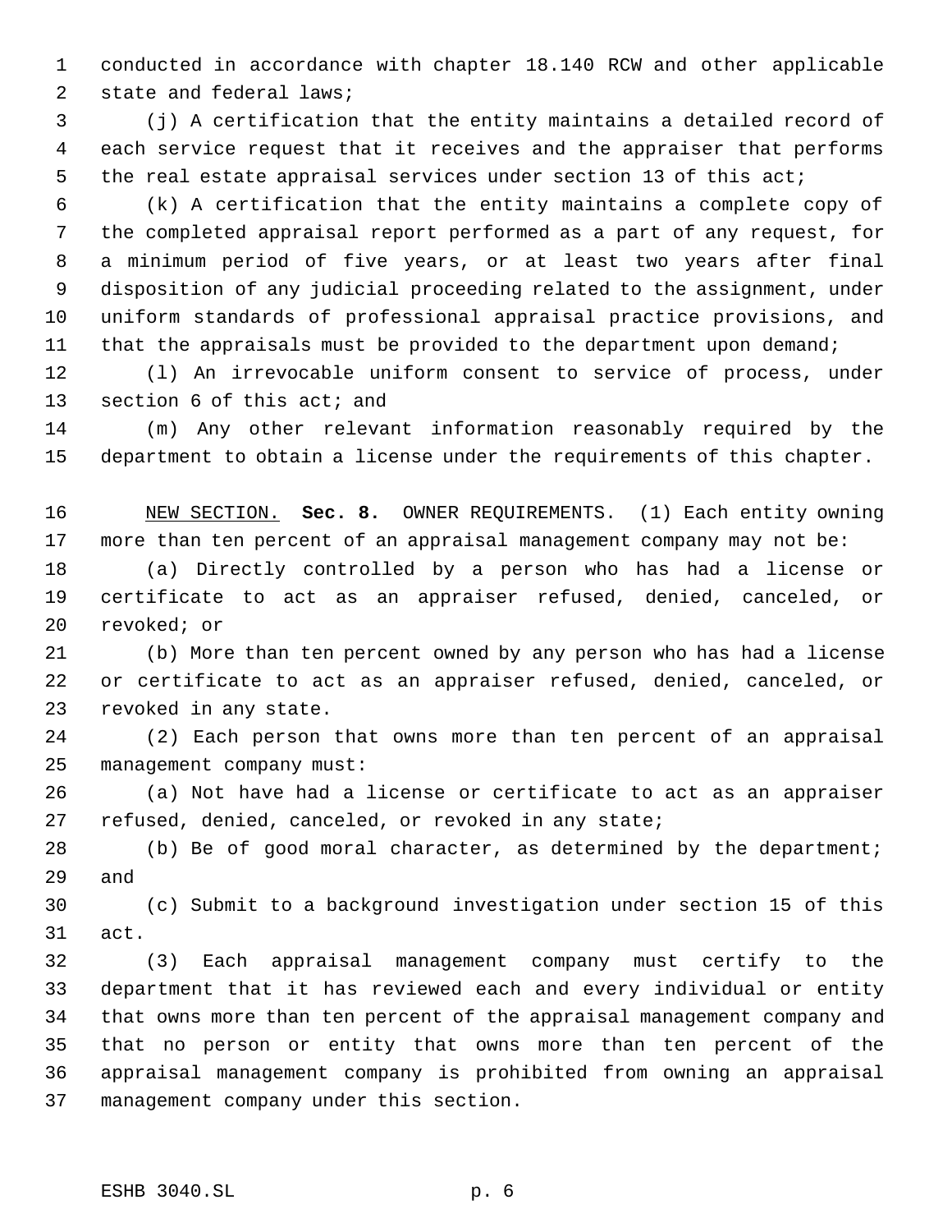conducted in accordance with chapter 18.140 RCW and other applicable state and federal laws;

(j) A certification that the entity maintains a detailed record of each service request that it receives and the appraiser that performs the real estate appraisal services under section 13 of this act;

(k) A certification that the entity maintains a complete copy of the completed appraisal report performed as a part of any request, for a minimum period of five years, or at least two years after final disposition of any judicial proceeding related to the assignment, under uniform standards of professional appraisal practice provisions, and that the appraisals must be provided to the department upon demand;

(l) An irrevocable uniform consent to service of process, under section 6 of this act; and

(m) Any other relevant information reasonably required by the department to obtain a license under the requirements of this chapter.

NEW SECTION. **Sec. 8.** OWNER REQUIREMENTS. (1) Each entity owning more than ten percent of an appraisal management company may not be:

(a) Directly controlled by a person who has had a license or certificate to act as an appraiser refused, denied, canceled, or revoked; or

(b) More than ten percent owned by any person who has had a license or certificate to act as an appraiser refused, denied, canceled, or revoked in any state.

(2) Each person that owns more than ten percent of an appraisal management company must:

(a) Not have had a license or certificate to act as an appraiser refused, denied, canceled, or revoked in any state;

(b) Be of good moral character, as determined by the department; and

(c) Submit to a background investigation under section 15 of this act.

(3) Each appraisal management company must certify to the department that it has reviewed each and every individual or entity that owns more than ten percent of the appraisal management company and that no person or entity that owns more than ten percent of the appraisal management company is prohibited from owning an appraisal management company under this section.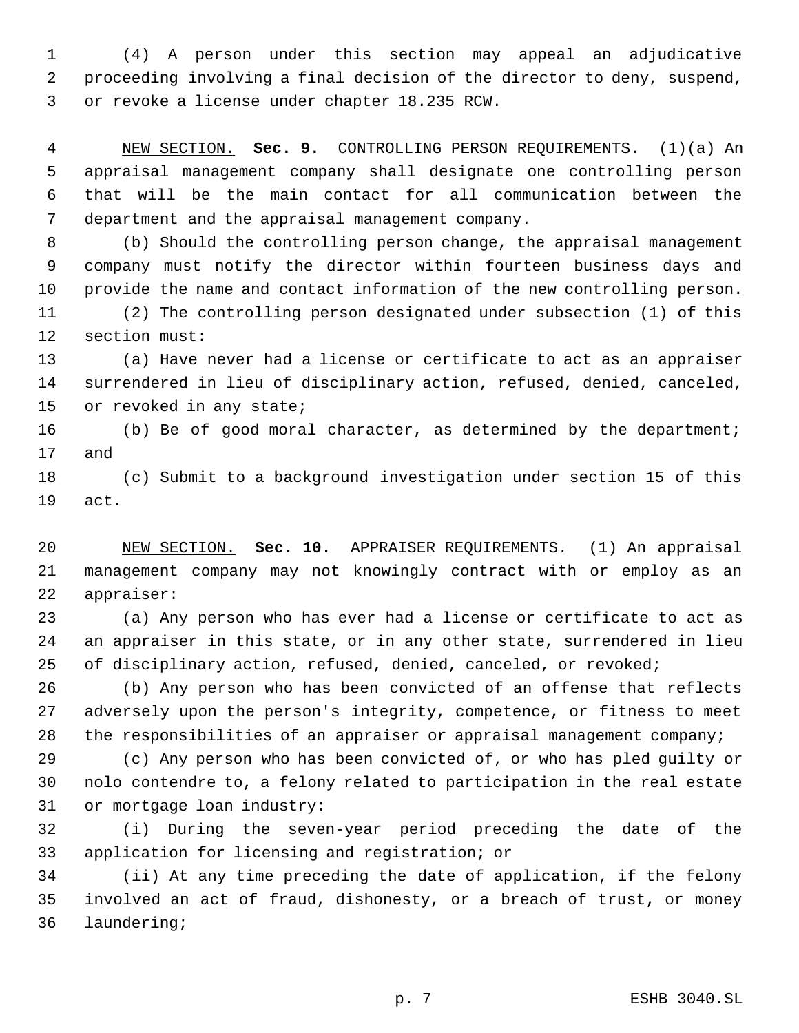(4) A person under this section may appeal an adjudicative proceeding involving a final decision of the director to deny, suspend, or revoke a license under chapter 18.235 RCW.

NEW SECTION. **Sec. 9.** CONTROLLING PERSON REQUIREMENTS. (1)(a) An appraisal management company shall designate one controlling person that will be the main contact for all communication between the department and the appraisal management company.

(b) Should the controlling person change, the appraisal management company must notify the director within fourteen business days and provide the name and contact information of the new controlling person.

(2) The controlling person designated under subsection (1) of this section must:

(a) Have never had a license or certificate to act as an appraiser surrendered in lieu of disciplinary action, refused, denied, canceled, or revoked in any state;

(b) Be of good moral character, as determined by the department; and

(c) Submit to a background investigation under section 15 of this act.

NEW SECTION. **Sec. 10.** APPRAISER REQUIREMENTS. (1) An appraisal management company may not knowingly contract with or employ as an appraiser:

(a) Any person who has ever had a license or certificate to act as an appraiser in this state, or in any other state, surrendered in lieu of disciplinary action, refused, denied, canceled, or revoked;

(b) Any person who has been convicted of an offense that reflects adversely upon the person's integrity, competence, or fitness to meet the responsibilities of an appraiser or appraisal management company;

(c) Any person who has been convicted of, or who has pled guilty or nolo contendre to, a felony related to participation in the real estate or mortgage loan industry:

(i) During the seven-year period preceding the date of the application for licensing and registration; or

(ii) At any time preceding the date of application, if the felony involved an act of fraud, dishonesty, or a breach of trust, or money laundering;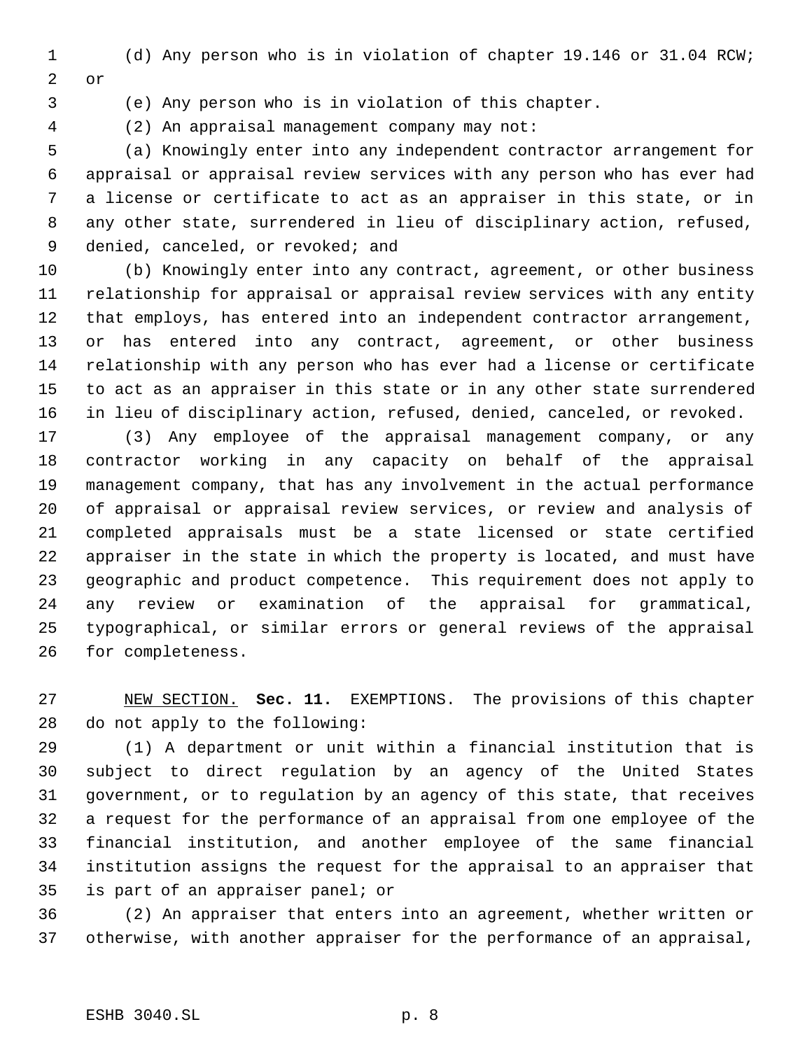(d) Any person who is in violation of chapter 19.146 or 31.04 RCW; or

(e) Any person who is in violation of this chapter.

(2) An appraisal management company may not:

(a) Knowingly enter into any independent contractor arrangement for appraisal or appraisal review services with any person who has ever had a license or certificate to act as an appraiser in this state, or in any other state, surrendered in lieu of disciplinary action, refused, denied, canceled, or revoked; and

(b) Knowingly enter into any contract, agreement, or other business relationship for appraisal or appraisal review services with any entity that employs, has entered into an independent contractor arrangement, or has entered into any contract, agreement, or other business relationship with any person who has ever had a license or certificate to act as an appraiser in this state or in any other state surrendered in lieu of disciplinary action, refused, denied, canceled, or revoked.

(3) Any employee of the appraisal management company, or any contractor working in any capacity on behalf of the appraisal management company, that has any involvement in the actual performance of appraisal or appraisal review services, or review and analysis of completed appraisals must be a state licensed or state certified appraiser in the state in which the property is located, and must have geographic and product competence. This requirement does not apply to any review or examination of the appraisal for grammatical, typographical, or similar errors or general reviews of the appraisal for completeness.

NEW SECTION. **Sec. 11.** EXEMPTIONS. The provisions of this chapter do not apply to the following:

(1) A department or unit within a financial institution that is subject to direct regulation by an agency of the United States government, or to regulation by an agency of this state, that receives a request for the performance of an appraisal from one employee of the financial institution, and another employee of the same financial institution assigns the request for the appraisal to an appraiser that is part of an appraiser panel; or

(2) An appraiser that enters into an agreement, whether written or otherwise, with another appraiser for the performance of an appraisal,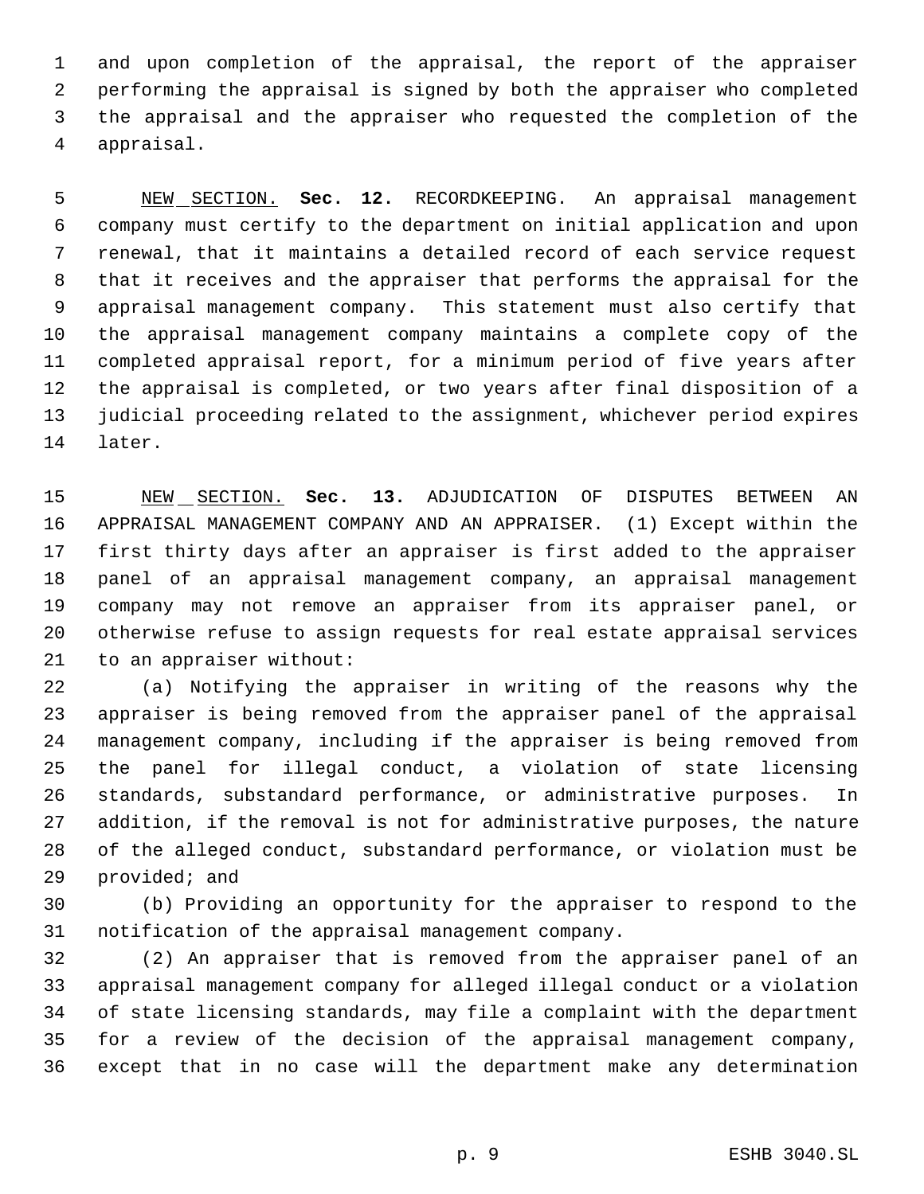and upon completion of the appraisal, the report of the appraiser performing the appraisal is signed by both the appraiser who completed the appraisal and the appraiser who requested the completion of the appraisal.

NEW SECTION. **Sec. 12.** RECORDKEEPING. An appraisal management company must certify to the department on initial application and upon renewal, that it maintains a detailed record of each service request that it receives and the appraiser that performs the appraisal for the appraisal management company. This statement must also certify that the appraisal management company maintains a complete copy of the completed appraisal report, for a minimum period of five years after the appraisal is completed, or two years after final disposition of a judicial proceeding related to the assignment, whichever period expires later.

NEW SECTION. **Sec. 13.** ADJUDICATION OF DISPUTES BETWEEN AN APPRAISAL MANAGEMENT COMPANY AND AN APPRAISER. (1) Except within the first thirty days after an appraiser is first added to the appraiser panel of an appraisal management company, an appraisal management company may not remove an appraiser from its appraiser panel, or otherwise refuse to assign requests for real estate appraisal services to an appraiser without:

(a) Notifying the appraiser in writing of the reasons why the appraiser is being removed from the appraiser panel of the appraisal management company, including if the appraiser is being removed from the panel for illegal conduct, a violation of state licensing standards, substandard performance, or administrative purposes. In addition, if the removal is not for administrative purposes, the nature of the alleged conduct, substandard performance, or violation must be provided; and

(b) Providing an opportunity for the appraiser to respond to the notification of the appraisal management company.

(2) An appraiser that is removed from the appraiser panel of an appraisal management company for alleged illegal conduct or a violation of state licensing standards, may file a complaint with the department for a review of the decision of the appraisal management company, except that in no case will the department make any determination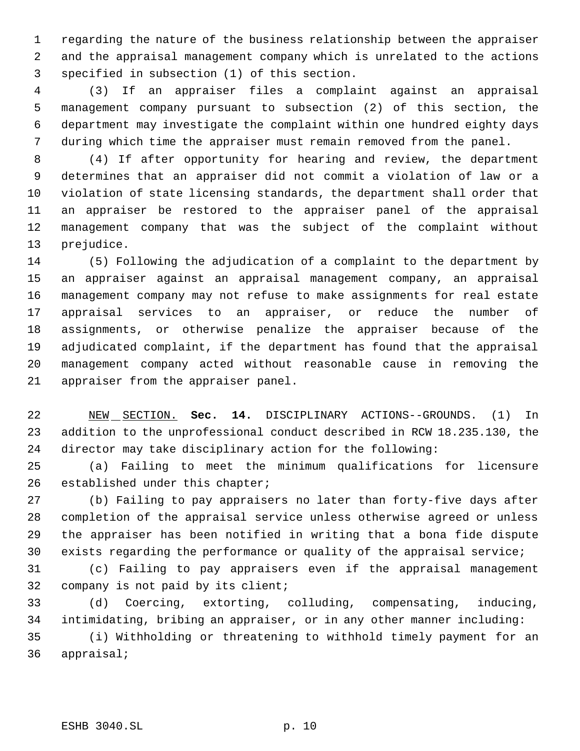regarding the nature of the business relationship between the appraiser and the appraisal management company which is unrelated to the actions specified in subsection (1) of this section.

(3) If an appraiser files a complaint against an appraisal management company pursuant to subsection (2) of this section, the department may investigate the complaint within one hundred eighty days during which time the appraiser must remain removed from the panel.

(4) If after opportunity for hearing and review, the department determines that an appraiser did not commit a violation of law or a violation of state licensing standards, the department shall order that an appraiser be restored to the appraiser panel of the appraisal management company that was the subject of the complaint without prejudice.

(5) Following the adjudication of a complaint to the department by an appraiser against an appraisal management company, an appraisal management company may not refuse to make assignments for real estate appraisal services to an appraiser, or reduce the number of assignments, or otherwise penalize the appraiser because of the adjudicated complaint, if the department has found that the appraisal management company acted without reasonable cause in removing the appraiser from the appraiser panel.

NEW SECTION. **Sec. 14.** DISCIPLINARY ACTIONS--GROUNDS. (1) In addition to the unprofessional conduct described in RCW 18.235.130, the director may take disciplinary action for the following:

(a) Failing to meet the minimum qualifications for licensure established under this chapter;

(b) Failing to pay appraisers no later than forty-five days after completion of the appraisal service unless otherwise agreed or unless the appraiser has been notified in writing that a bona fide dispute exists regarding the performance or quality of the appraisal service;

(c) Failing to pay appraisers even if the appraisal management company is not paid by its client;

(d) Coercing, extorting, colluding, compensating, inducing, intimidating, bribing an appraiser, or in any other manner including:

(i) Withholding or threatening to withhold timely payment for an appraisal;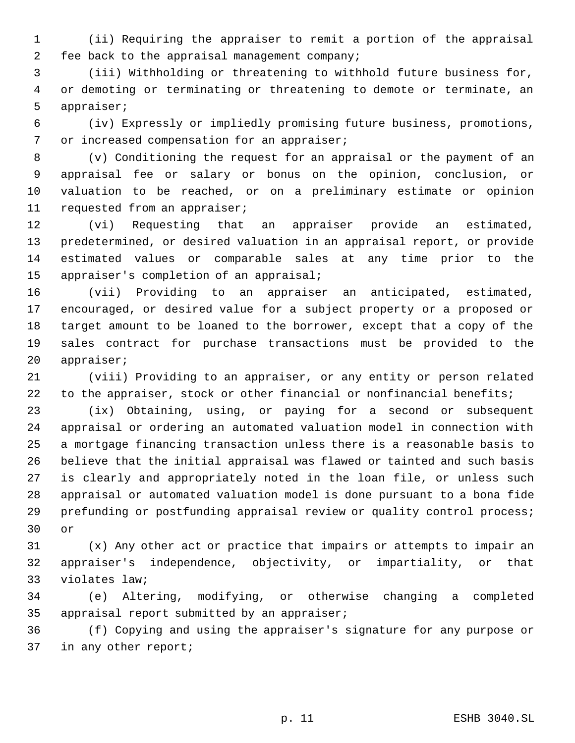(ii) Requiring the appraiser to remit a portion of the appraisal fee back to the appraisal management company;

(iii) Withholding or threatening to withhold future business for, or demoting or terminating or threatening to demote or terminate, an appraiser;

(iv) Expressly or impliedly promising future business, promotions, or increased compensation for an appraiser;

(v) Conditioning the request for an appraisal or the payment of an appraisal fee or salary or bonus on the opinion, conclusion, or valuation to be reached, or on a preliminary estimate or opinion requested from an appraiser;

(vi) Requesting that an appraiser provide an estimated, predetermined, or desired valuation in an appraisal report, or provide estimated values or comparable sales at any time prior to the appraiser's completion of an appraisal;

(vii) Providing to an appraiser an anticipated, estimated, encouraged, or desired value for a subject property or a proposed or target amount to be loaned to the borrower, except that a copy of the sales contract for purchase transactions must be provided to the appraiser;

(viii) Providing to an appraiser, or any entity or person related to the appraiser, stock or other financial or nonfinancial benefits;

(ix) Obtaining, using, or paying for a second or subsequent appraisal or ordering an automated valuation model in connection with a mortgage financing transaction unless there is a reasonable basis to believe that the initial appraisal was flawed or tainted and such basis is clearly and appropriately noted in the loan file, or unless such appraisal or automated valuation model is done pursuant to a bona fide prefunding or postfunding appraisal review or quality control process; or

(x) Any other act or practice that impairs or attempts to impair an appraiser's independence, objectivity, or impartiality, or that violates law;

(e) Altering, modifying, or otherwise changing a completed appraisal report submitted by an appraiser;

(f) Copying and using the appraiser's signature for any purpose or in any other report;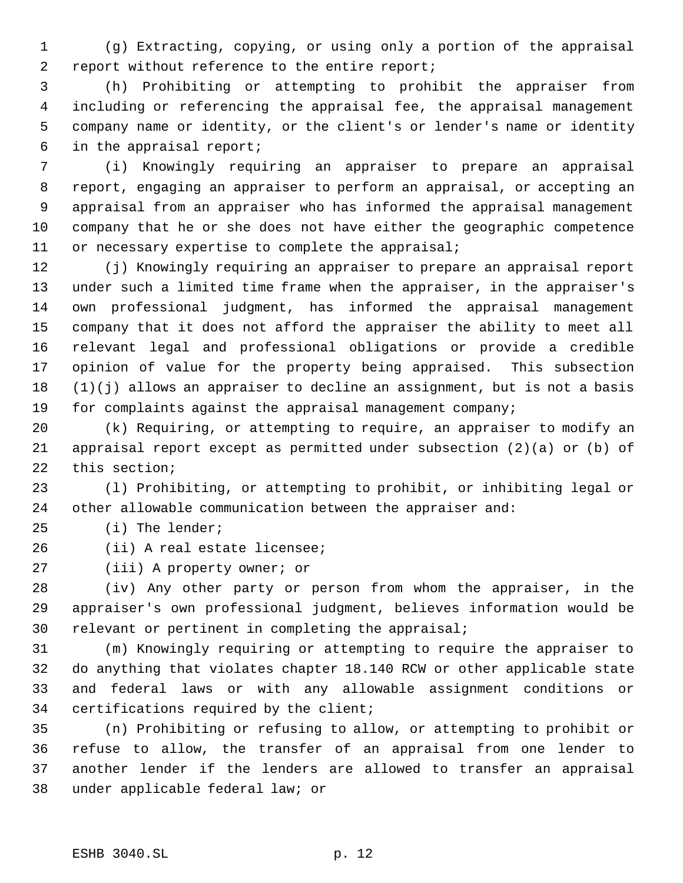(g) Extracting, copying, or using only a portion of the appraisal report without reference to the entire report;

(h) Prohibiting or attempting to prohibit the appraiser from including or referencing the appraisal fee, the appraisal management company name or identity, or the client's or lender's name or identity in the appraisal report;

(i) Knowingly requiring an appraiser to prepare an appraisal report, engaging an appraiser to perform an appraisal, or accepting an appraisal from an appraiser who has informed the appraisal management company that he or she does not have either the geographic competence or necessary expertise to complete the appraisal;

(j) Knowingly requiring an appraiser to prepare an appraisal report under such a limited time frame when the appraiser, in the appraiser's own professional judgment, has informed the appraisal management company that it does not afford the appraiser the ability to meet all relevant legal and professional obligations or provide a credible opinion of value for the property being appraised. This subsection (1)(j) allows an appraiser to decline an assignment, but is not a basis for complaints against the appraisal management company;

(k) Requiring, or attempting to require, an appraiser to modify an appraisal report except as permitted under subsection (2)(a) or (b) of this section;

(l) Prohibiting, or attempting to prohibit, or inhibiting legal or other allowable communication between the appraiser and:

(i) The lender;

(ii) A real estate licensee;

(iii) A property owner; or

(iv) Any other party or person from whom the appraiser, in the appraiser's own professional judgment, believes information would be relevant or pertinent in completing the appraisal;

(m) Knowingly requiring or attempting to require the appraiser to do anything that violates chapter 18.140 RCW or other applicable state and federal laws or with any allowable assignment conditions or certifications required by the client;

(n) Prohibiting or refusing to allow, or attempting to prohibit or refuse to allow, the transfer of an appraisal from one lender to another lender if the lenders are allowed to transfer an appraisal under applicable federal law; or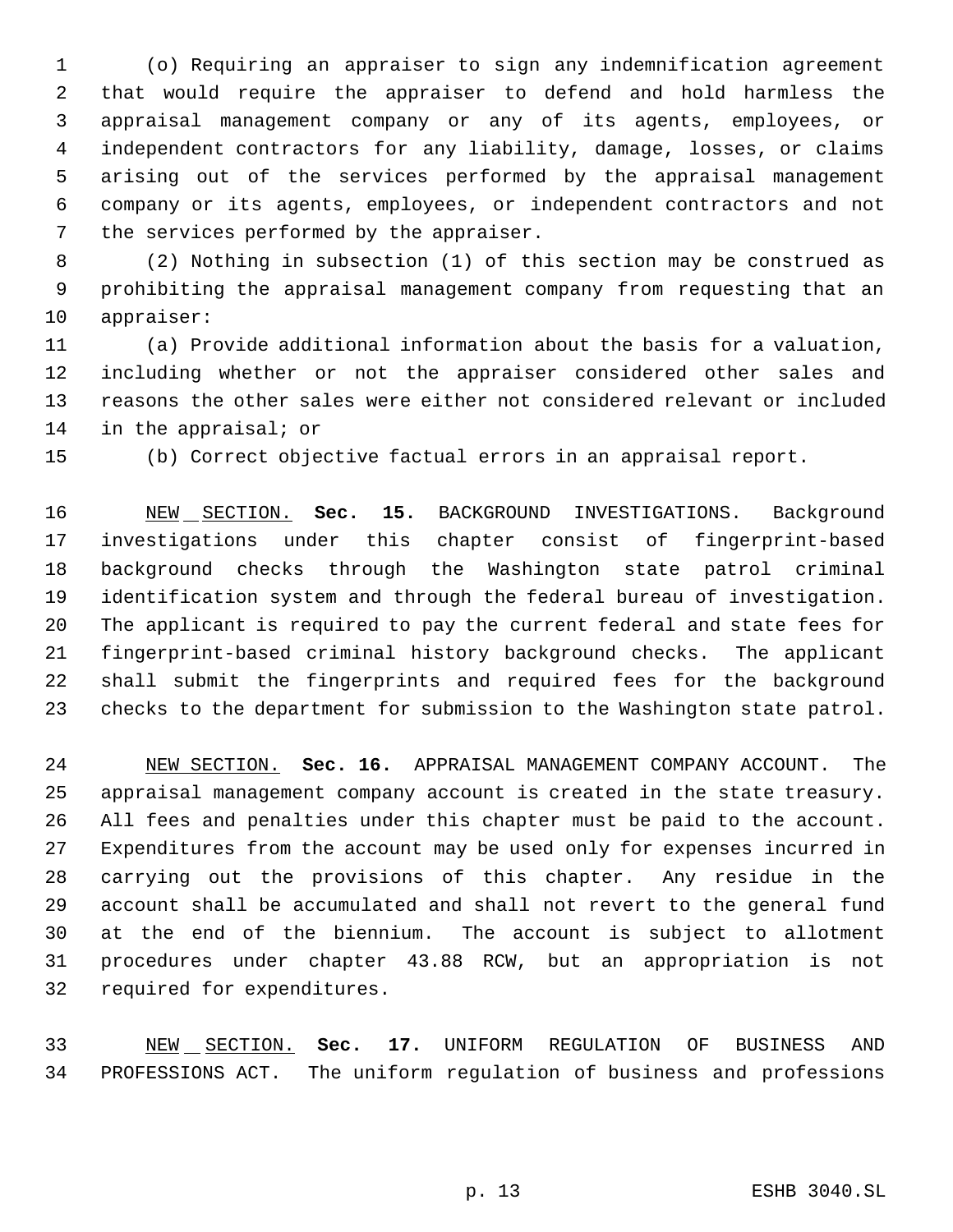(o) Requiring an appraiser to sign any indemnification agreement that would require the appraiser to defend and hold harmless the appraisal management company or any of its agents, employees, or independent contractors for any liability, damage, losses, or claims arising out of the services performed by the appraisal management company or its agents, employees, or independent contractors and not the services performed by the appraiser.

(2) Nothing in subsection (1) of this section may be construed as prohibiting the appraisal management company from requesting that an appraiser:

(a) Provide additional information about the basis for a valuation, including whether or not the appraiser considered other sales and reasons the other sales were either not considered relevant or included in the appraisal; or

(b) Correct objective factual errors in an appraisal report.

NEW SECTION. **Sec. 15.** BACKGROUND INVESTIGATIONS. Background investigations under this chapter consist of fingerprint-based background checks through the Washington state patrol criminal identification system and through the federal bureau of investigation. The applicant is required to pay the current federal and state fees for fingerprint-based criminal history background checks. The applicant shall submit the fingerprints and required fees for the background checks to the department for submission to the Washington state patrol.

NEW SECTION. **Sec. 16.** APPRAISAL MANAGEMENT COMPANY ACCOUNT. The appraisal management company account is created in the state treasury. All fees and penalties under this chapter must be paid to the account. Expenditures from the account may be used only for expenses incurred in carrying out the provisions of this chapter. Any residue in the account shall be accumulated and shall not revert to the general fund at the end of the biennium. The account is subject to allotment procedures under chapter 43.88 RCW, but an appropriation is not required for expenditures.

NEW SECTION. **Sec. 17.** UNIFORM REGULATION OF BUSINESS AND PROFESSIONS ACT. The uniform regulation of business and professions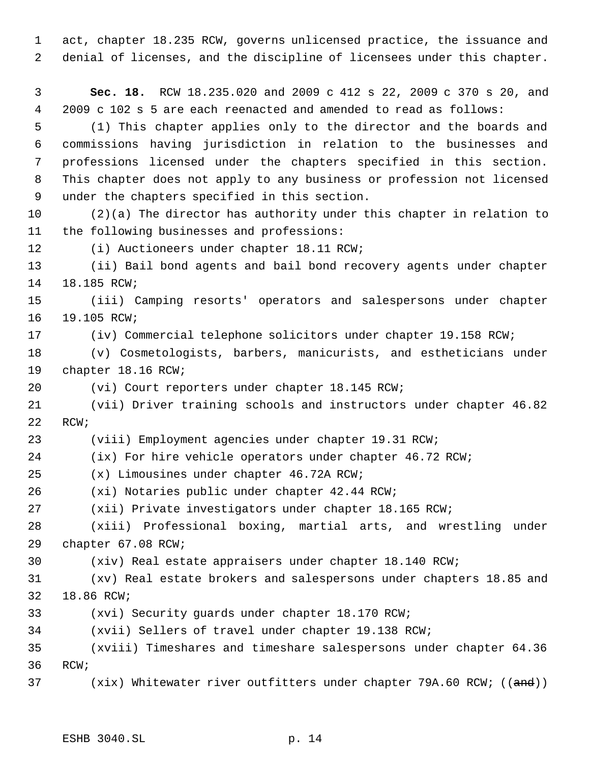act, chapter 18.235 RCW, governs unlicensed practice, the issuance and denial of licenses, and the discipline of licensees under this chapter.

**Sec. 18.** RCW 18.235.020 and 2009 c 412 s 22, 2009 c 370 s 20, and 2009 c 102 s 5 are each reenacted and amended to read as follows:

(1) This chapter applies only to the director and the boards and commissions having jurisdiction in relation to the businesses and professions licensed under the chapters specified in this section. This chapter does not apply to any business or profession not licensed under the chapters specified in this section.

(2)(a) The director has authority under this chapter in relation to the following businesses and professions:

(i) Auctioneers under chapter 18.11 RCW;

(ii) Bail bond agents and bail bond recovery agents under chapter 18.185 RCW;

(iii) Camping resorts' operators and salespersons under chapter 19.105 RCW;

(iv) Commercial telephone solicitors under chapter 19.158 RCW;

(v) Cosmetologists, barbers, manicurists, and estheticians under chapter 18.16 RCW;

(vi) Court reporters under chapter 18.145 RCW;

(vii) Driver training schools and instructors under chapter 46.82 RCW;

(viii) Employment agencies under chapter 19.31 RCW;

(ix) For hire vehicle operators under chapter 46.72 RCW;

(x) Limousines under chapter 46.72A RCW;

(xi) Notaries public under chapter 42.44 RCW;

(xii) Private investigators under chapter 18.165 RCW;

(xiii) Professional boxing, martial arts, and wrestling under chapter 67.08 RCW;

(xiv) Real estate appraisers under chapter 18.140 RCW;

(xv) Real estate brokers and salespersons under chapters 18.85 and 18.86 RCW;

(xvi) Security guards under chapter 18.170 RCW;

(xvii) Sellers of travel under chapter 19.138 RCW;

(xviii) Timeshares and timeshare salespersons under chapter 64.36 RCW;

(xix) Whitewater river outfitters under chapter 79A.60 RCW; ((~~and~~))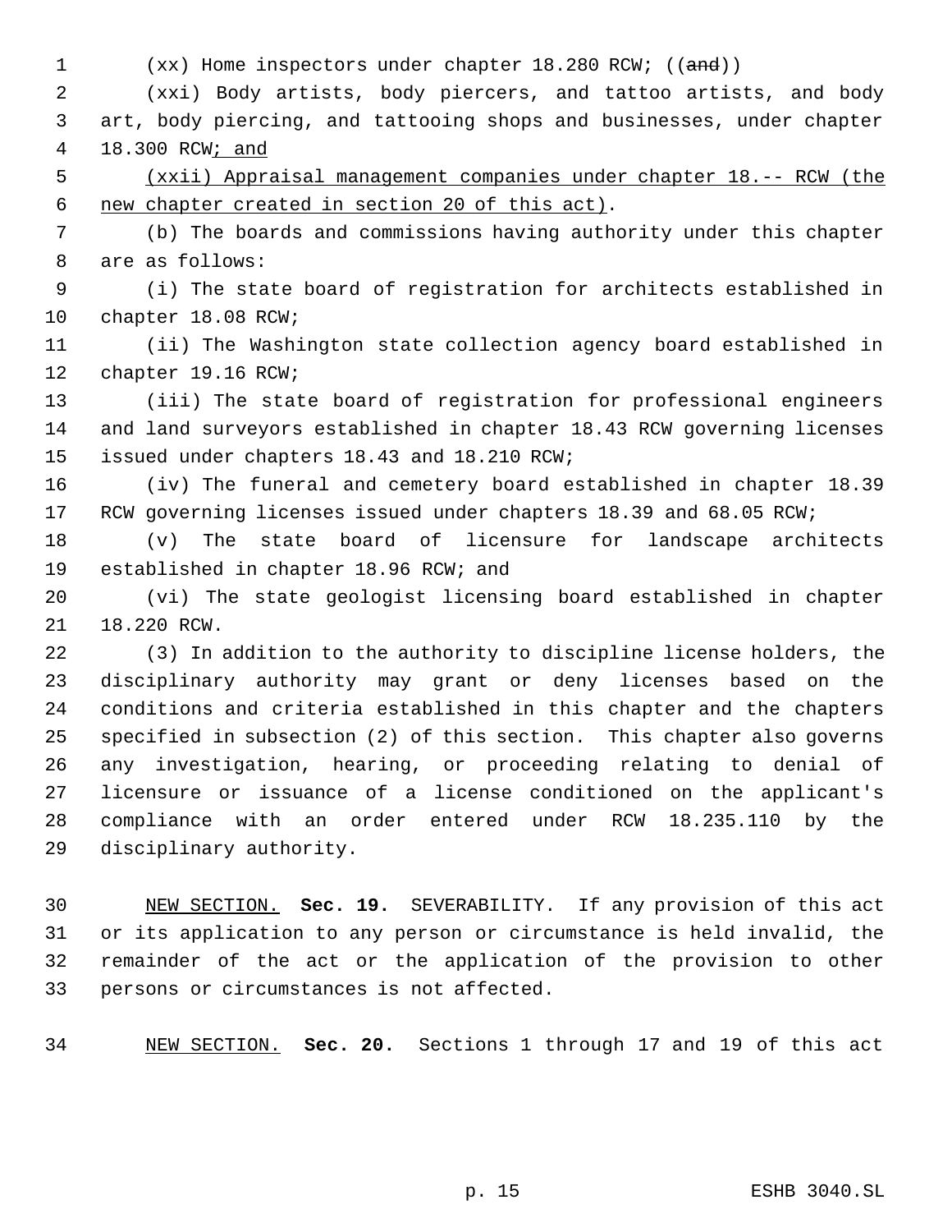(xx) Home inspectors under chapter 18.280 RCW; ((~~and~~))

(xxi) Body artists, body piercers, and tattoo artists, and body art, body piercing, and tattooing shops and businesses, under chapter 18.300 RCW<u>; and</u>

<u>(xxii) Appraisal management companies under chapter 18.-- RCW (the new chapter created in section 20 of this act)</u>.

(b) The boards and commissions having authority under this chapter are as follows:

(i) The state board of registration for architects established in chapter 18.08 RCW;

(ii) The Washington state collection agency board established in chapter 19.16 RCW;

(iii) The state board of registration for professional engineers and land surveyors established in chapter 18.43 RCW governing licenses issued under chapters 18.43 and 18.210 RCW;

(iv) The funeral and cemetery board established in chapter 18.39 RCW governing licenses issued under chapters 18.39 and 68.05 RCW;

(v) The state board of licensure for landscape architects established in chapter 18.96 RCW; and

(vi) The state geologist licensing board established in chapter 18.220 RCW.

(3) In addition to the authority to discipline license holders, the disciplinary authority may grant or deny licenses based on the conditions and criteria established in this chapter and the chapters specified in subsection (2) of this section. This chapter also governs any investigation, hearing, or proceeding relating to denial of licensure or issuance of a license conditioned on the applicant's compliance with an order entered under RCW 18.235.110 by the disciplinary authority.

<u>NEW SECTION.</u> **Sec. 19.** SEVERABILITY. If any provision of this act or its application to any person or circumstance is held invalid, the remainder of the act or the application of the provision to other persons or circumstances is not affected.

<u>NEW SECTION.</u> **Sec. 20.** Sections 1 through 17 and 19 of this act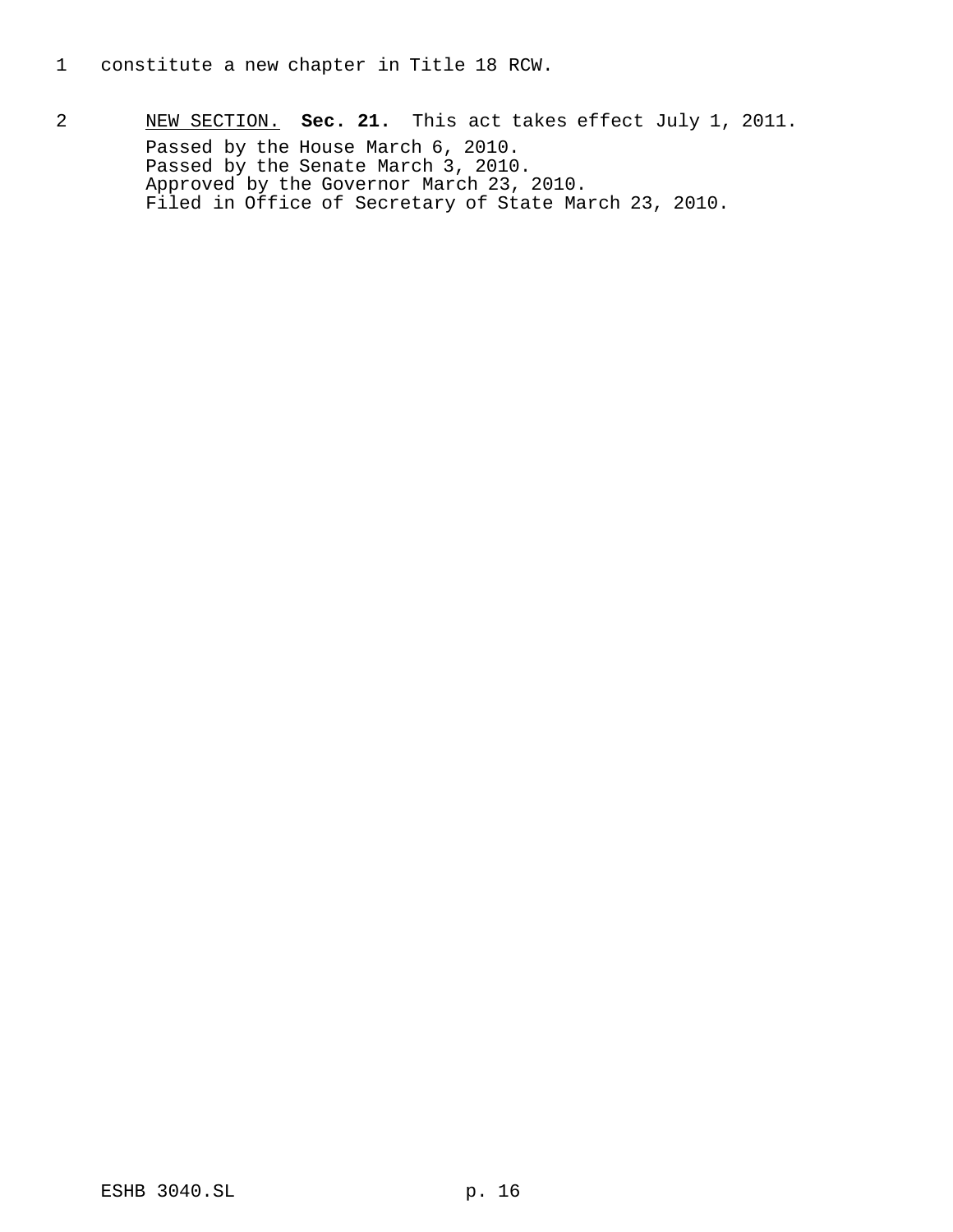constitute a new chapter in Title 18 RCW.

NEW SECTION. **Sec. 21.** This act takes effect July 1, 2011.

Passed by the House March 6, 2010.
Passed by the Senate March 3, 2010.
Approved by the Governor March 23, 2010.
Filed in Office of Secretary of State March 23, 2010.